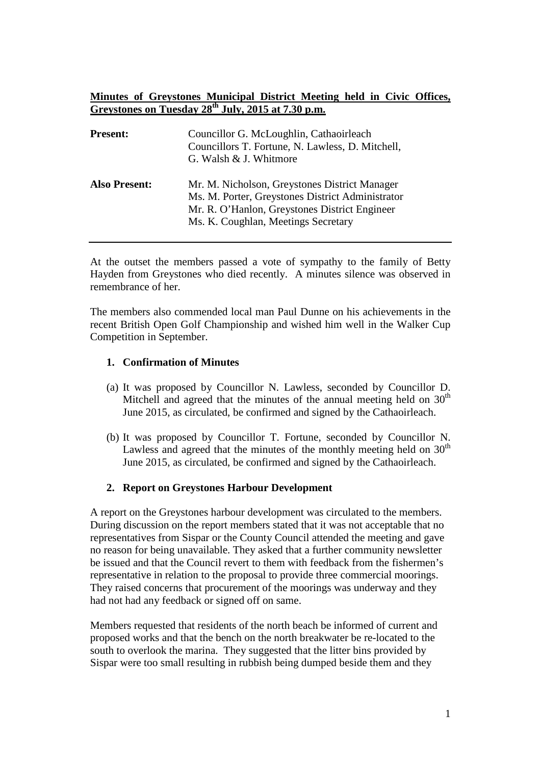**Minutes of Greystones Municipal District Meeting held in Civic Offices, Greystones on Tuesday 28th July, 2015 at 7.30 p.m.**

| | |
|---|---|
| **Present:** | Councillor G. McLoughlin, Cathaoirleach<br>Councillors T. Fortune, N. Lawless, D. Mitchell, G. Walsh & J. Whitmore |
| **Also Present:** | Mr. M. Nicholson, Greystones District Manager<br>Ms. M. Porter, Greystones District Administrator<br>Mr. R. O'Hanlon, Greystones District Engineer<br>Ms. K. Coughlan, Meetings Secretary |

At the outset the members passed a vote of sympathy to the family of Betty Hayden from Greystones who died recently. A minutes silence was observed in remembrance of her.

The members also commended local man Paul Dunne on his achievements in the recent British Open Golf Championship and wished him well in the Walker Cup Competition in September.

## 1. Confirmation of Minutes

(a) It was proposed by Councillor N. Lawless, seconded by Councillor D. Mitchell and agreed that the minutes of the annual meeting held on 30th June 2015, as circulated, be confirmed and signed by the Cathaoirleach.

(b) It was proposed by Councillor T. Fortune, seconded by Councillor N. Lawless and agreed that the minutes of the monthly meeting held on 30th June 2015, as circulated, be confirmed and signed by the Cathaoirleach.

## 2. Report on Greystones Harbour Development

A report on the Greystones harbour development was circulated to the members. During discussion on the report members stated that it was not acceptable that no representatives from Sispar or the County Council attended the meeting and gave no reason for being unavailable. They asked that a further community newsletter be issued and that the Council revert to them with feedback from the fishermen's representative in relation to the proposal to provide three commercial moorings. They raised concerns that procurement of the moorings was underway and they had not had any feedback or signed off on same.

Members requested that residents of the north beach be informed of current and proposed works and that the bench on the north breakwater be re-located to the south to overlook the marina. They suggested that the litter bins provided by Sispar were too small resulting in rubbish being dumped beside them and they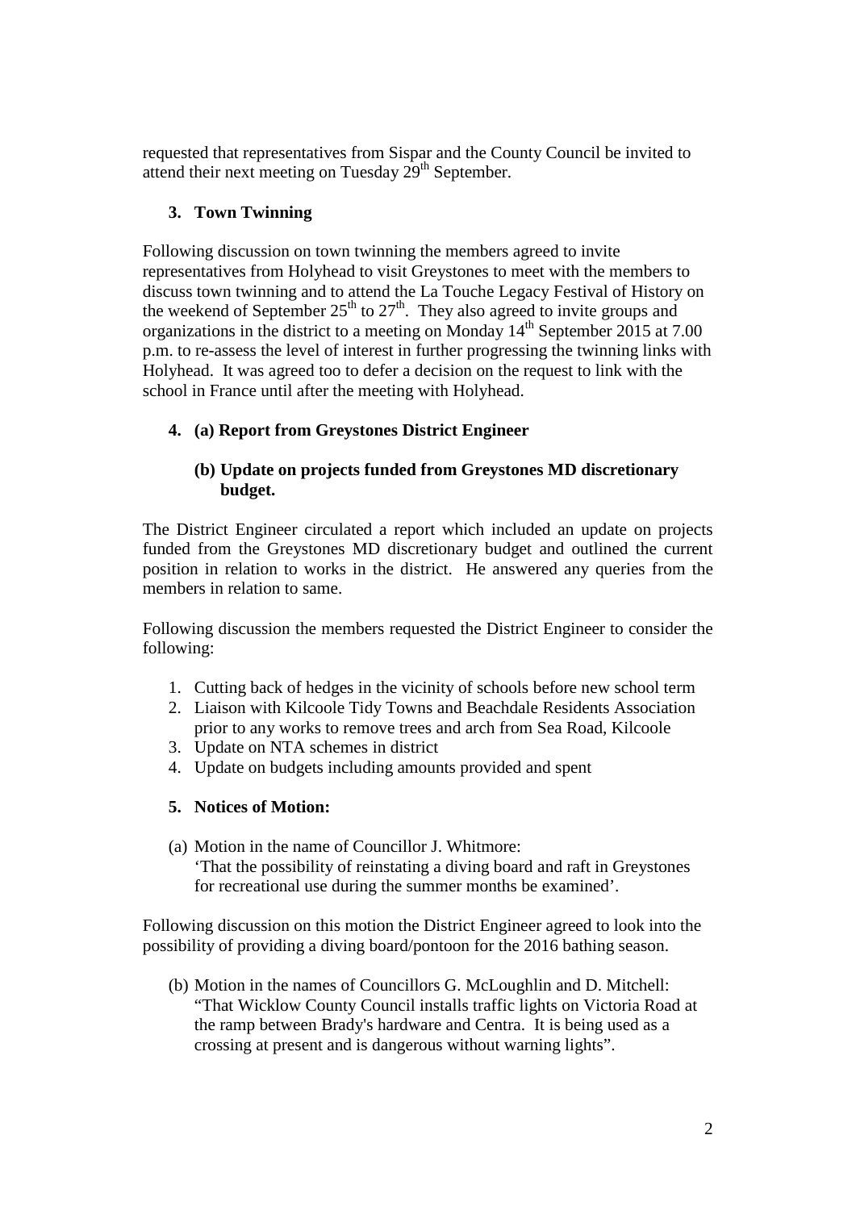requested that representatives from Sispar and the County Council be invited to attend their next meeting on Tuesday 29th September.

### 3. Town Twinning

Following discussion on town twinning the members agreed to invite representatives from Holyhead to visit Greystones to meet with the members to discuss town twinning and to attend the La Touche Legacy Festival of History on the weekend of September 25th to 27th. They also agreed to invite groups and organizations in the district to a meeting on Monday 14th September 2015 at 7.00 p.m. to re-assess the level of interest in further progressing the twinning links with Holyhead. It was agreed too to defer a decision on the request to link with the school in France until after the meeting with Holyhead.

### 4. (a) Report from Greystones District Engineer

### (b) Update on projects funded from Greystones MD discretionary budget.

The District Engineer circulated a report which included an update on projects funded from the Greystones MD discretionary budget and outlined the current position in relation to works in the district. He answered any queries from the members in relation to same.

Following discussion the members requested the District Engineer to consider the following:

1. Cutting back of hedges in the vicinity of schools before new school term
2. Liaison with Kilcoole Tidy Towns and Beachdale Residents Association prior to any works to remove trees and arch from Sea Road, Kilcoole
3. Update on NTA schemes in district
4. Update on budgets including amounts provided and spent

### 5. Notices of Motion:

(a) Motion in the name of Councillor J. Whitmore:
'That the possibility of reinstating a diving board and raft in Greystones for recreational use during the summer months be examined'.

Following discussion on this motion the District Engineer agreed to look into the possibility of providing a diving board/pontoon for the 2016 bathing season.

(b) Motion in the names of Councillors G. McLoughlin and D. Mitchell:
"That Wicklow County Council installs traffic lights on Victoria Road at the ramp between Brady's hardware and Centra. It is being used as a crossing at present and is dangerous without warning lights".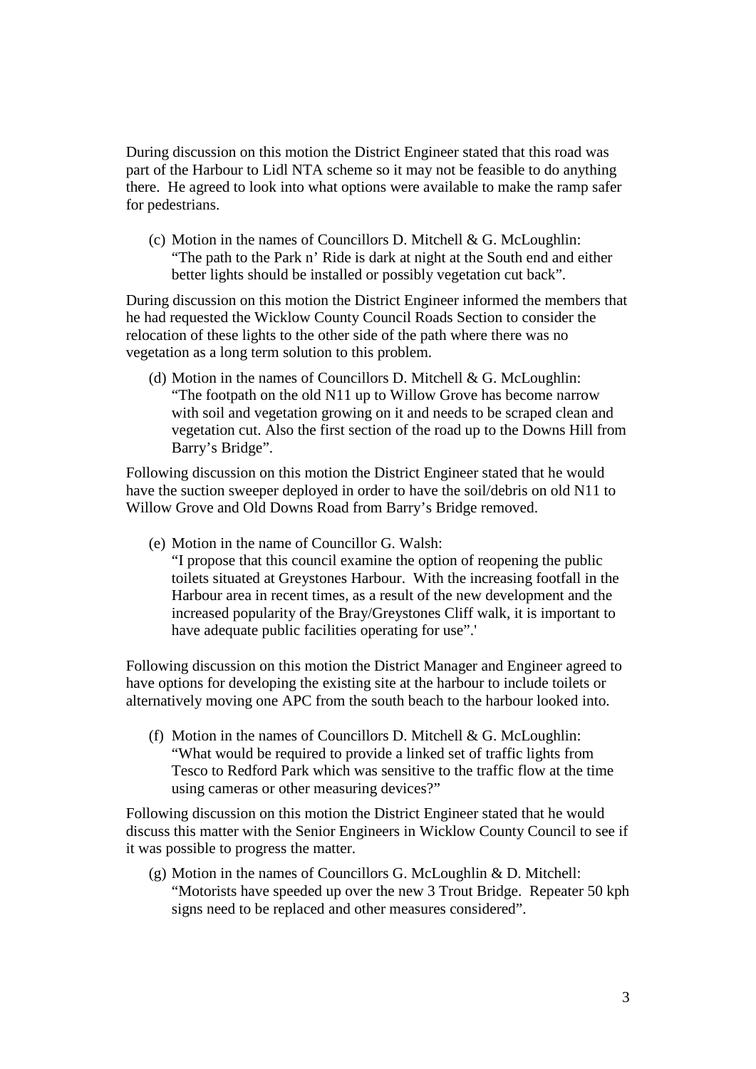During discussion on this motion the District Engineer stated that this road was part of the Harbour to Lidl NTA scheme so it may not be feasible to do anything there. He agreed to look into what options were available to make the ramp safer for pedestrians.

(c) Motion in the names of Councillors D. Mitchell & G. McLoughlin: "The path to the Park n' Ride is dark at night at the South end and either better lights should be installed or possibly vegetation cut back".

During discussion on this motion the District Engineer informed the members that he had requested the Wicklow County Council Roads Section to consider the relocation of these lights to the other side of the path where there was no vegetation as a long term solution to this problem.

(d) Motion in the names of Councillors D. Mitchell & G. McLoughlin: "The footpath on the old N11 up to Willow Grove has become narrow with soil and vegetation growing on it and needs to be scraped clean and vegetation cut. Also the first section of the road up to the Downs Hill from Barry's Bridge".

Following discussion on this motion the District Engineer stated that he would have the suction sweeper deployed in order to have the soil/debris on old N11 to Willow Grove and Old Downs Road from Barry's Bridge removed.

(e) Motion in the name of Councillor G. Walsh: "I propose that this council examine the option of reopening the public toilets situated at Greystones Harbour. With the increasing footfall in the Harbour area in recent times, as a result of the new development and the increased popularity of the Bray/Greystones Cliff walk, it is important to have adequate public facilities operating for use".'

Following discussion on this motion the District Manager and Engineer agreed to have options for developing the existing site at the harbour to include toilets or alternatively moving one APC from the south beach to the harbour looked into.

(f) Motion in the names of Councillors D. Mitchell & G. McLoughlin: "What would be required to provide a linked set of traffic lights from Tesco to Redford Park which was sensitive to the traffic flow at the time using cameras or other measuring devices?"

Following discussion on this motion the District Engineer stated that he would discuss this matter with the Senior Engineers in Wicklow County Council to see if it was possible to progress the matter.

(g) Motion in the names of Councillors G. McLoughlin & D. Mitchell: "Motorists have speeded up over the new 3 Trout Bridge. Repeater 50 kph signs need to be replaced and other measures considered".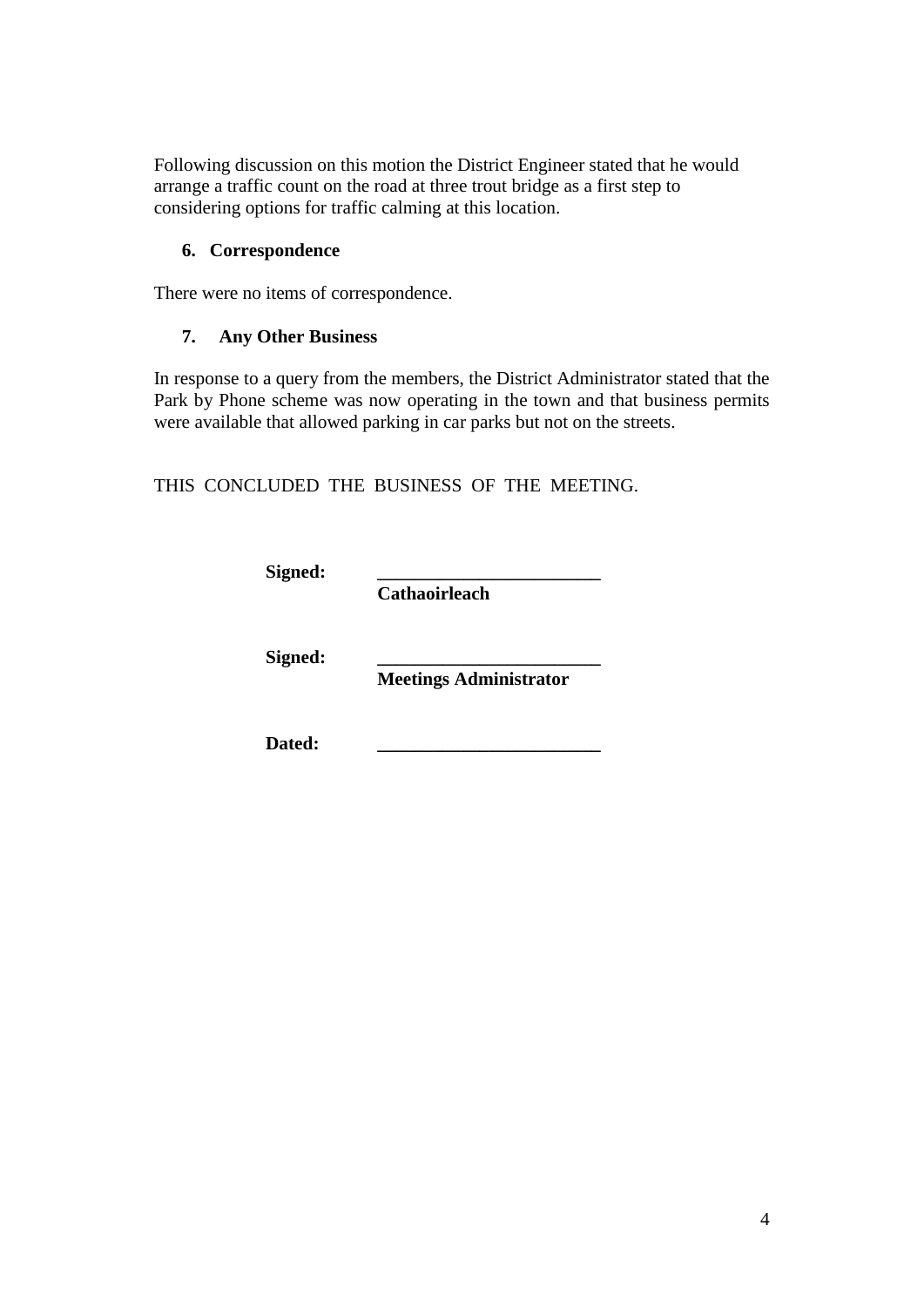Following discussion on this motion the District Engineer stated that he would arrange a traffic count on the road at three trout bridge as a first step to considering options for traffic calming at this location.

### 6. Correspondence

There were no items of correspondence.

### 7. Any Other Business

In response to a query from the members, the District Administrator stated that the Park by Phone scheme was now operating in the town and that business permits were available that allowed parking in car parks but not on the streets.

THIS CONCLUDED THE BUSINESS OF THE MEETING.

**Signed:** ________________________
**Cathaoirleach**

**Signed:** ________________________
**Meetings Administrator**

**Dated:** ________________________